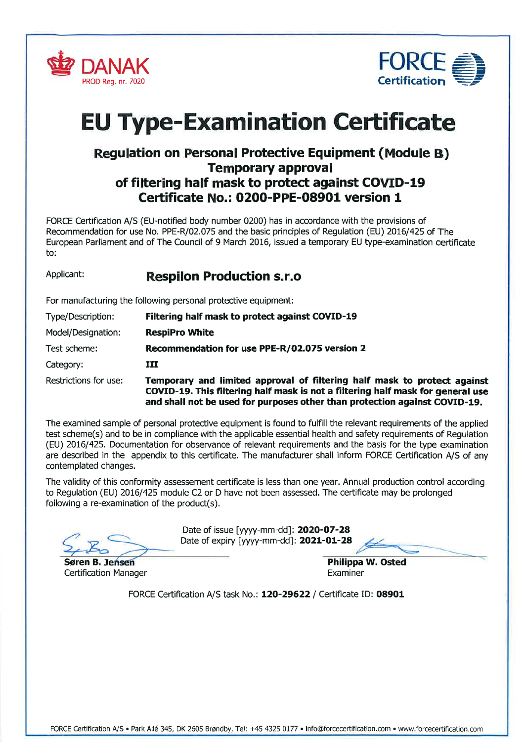DANAK
PROD Reg. nr. 7020

FORCE Certification

# EU Type-Examination Certificate

## Regulation on Personal Protective Equipment (Module B)
## Temporary approval
## of filtering half mask to protect against COVID-19
## Certificate No.: 0200-PPE-08901 version 1

FORCE Certification A/S (EU-notified body number 0200) has in accordance with the provisions of Recommendation for use No. PPE-R/02.075 and the basic principles of Regulation (EU) 2016/425 of The European Parliament and of The Council of 9 March 2016, issued a temporary EU type-examination certificate to:

Applicant: **Respilon Production s.r.o**

For manufacturing the following personal protective equipment:

| | |
|---|---|
| Type/Description: | **Filtering half mask to protect against COVID-19** |
| Model/Designation: | **RespiPro White** |
| Test scheme: | **Recommendation for use PPE-R/02.075 version 2** |
| Category: | **III** |
| Restrictions for use: | **Temporary and limited approval of filtering half mask to protect against COVID-19. This filtering half mask is not a filtering half mask for general use and shall not be used for purposes other than protection against COVID-19.** |

The examined sample of personal protective equipment is found to fulfill the relevant requirements of the applied test scheme(s) and to be in compliance with the applicable essential health and safety requirements of Regulation (EU) 2016/425. Documentation for observance of relevant requirements and the basis for the type examination are described in the appendix to this certificate. The manufacturer shall inform FORCE Certification A/S of any contemplated changes.

The validity of this conformity assessement certificate is less than one year. Annual production control according to Regulation (EU) 2016/425 module C2 or D have not been assessed. The certificate may be prolonged following a re-examination of the product(s).

Date of issue [yyyy-mm-dd]: **2020-07-28**
Date of expiry [yyyy-mm-dd]: **2021-01-28**

**Søren B. Jensen**
Certification Manager

**Philippa W. Osted**
Examiner

FORCE Certification A/S task No.: **120-29622** / Certificate ID: **08901**

FORCE Certification A/S • Park Allé 345, DK 2605 Brøndby, Tel: +45 4325 0177 • info@forcecertification.com • www.forcecertification.com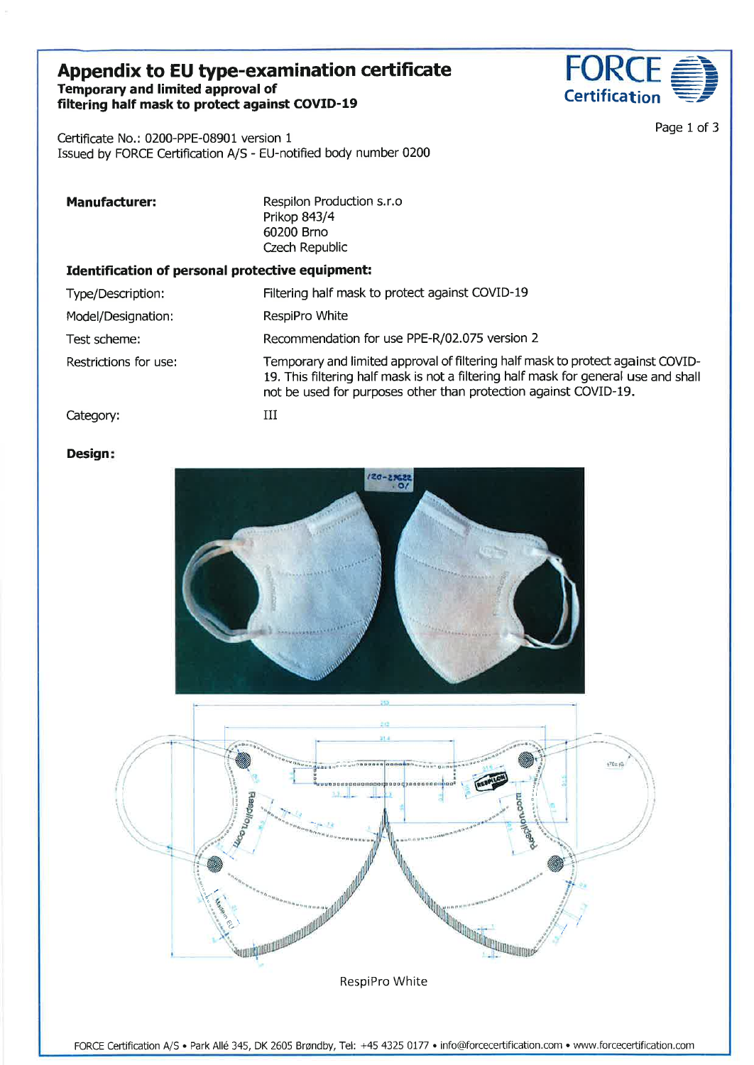# Appendix to EU type-examination certificate

**Temporary and limited approval of filtering half mask to protect against COVID-19**

Certificate No.: 0200-PPE-08901 version 1
Issued by FORCE Certification A/S - EU-notified body number 0200

| | |
|---|---|
| **Manufacturer:** | Respilon Production s.r.o<br>Prikop 843/4<br>60200 Brno<br>Czech Republic |

**Identification of personal protective equipment:**

| | |
|---|---|
| Type/Description: | Filtering half mask to protect against COVID-19 |
| Model/Designation: | RespiPro White |
| Test scheme: | Recommendation for use PPE-R/02.075 version 2 |
| Restrictions for use: | Temporary and limited approval of filtering half mask to protect against COVID-19. This filtering half mask is not a filtering half mask for general use and shall not be used for purposes other than protection against COVID-19. |
| Category: | III |

**Design:**

RespiPro White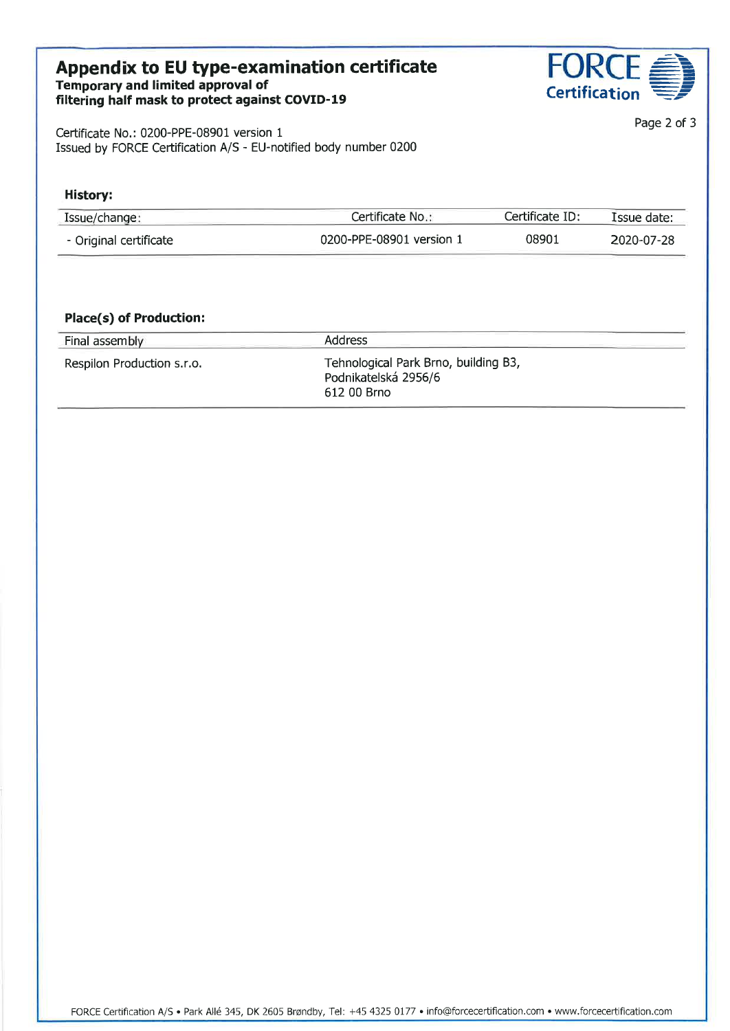# Appendix to EU type-examination certificate

**Temporary and limited approval of filtering half mask to protect against COVID-19**

FORCE Certification

Certificate No.: 0200-PPE-08901 version 1
Issued by FORCE Certification A/S - EU-notified body number 0200

### History:

| Issue/change: | Certificate No.: | Certificate ID: | Issue date: |
|---|---|---|---|
| - Original certificate | 0200-PPE-08901 version 1 | 08901 | 2020-07-28 |

### Place(s) of Production:

| Final assembly | Address |
|---|---|
| Respilon Production s.r.o. | Tehnological Park Brno, building B3,<br>Podnikatelská 2956/6<br>612 00 Brno |

FORCE Certification A/S • Park Allé 345, DK 2605 Brøndby, Tel: +45 4325 0177 • info@forcecertification.com • www.forcecertification.com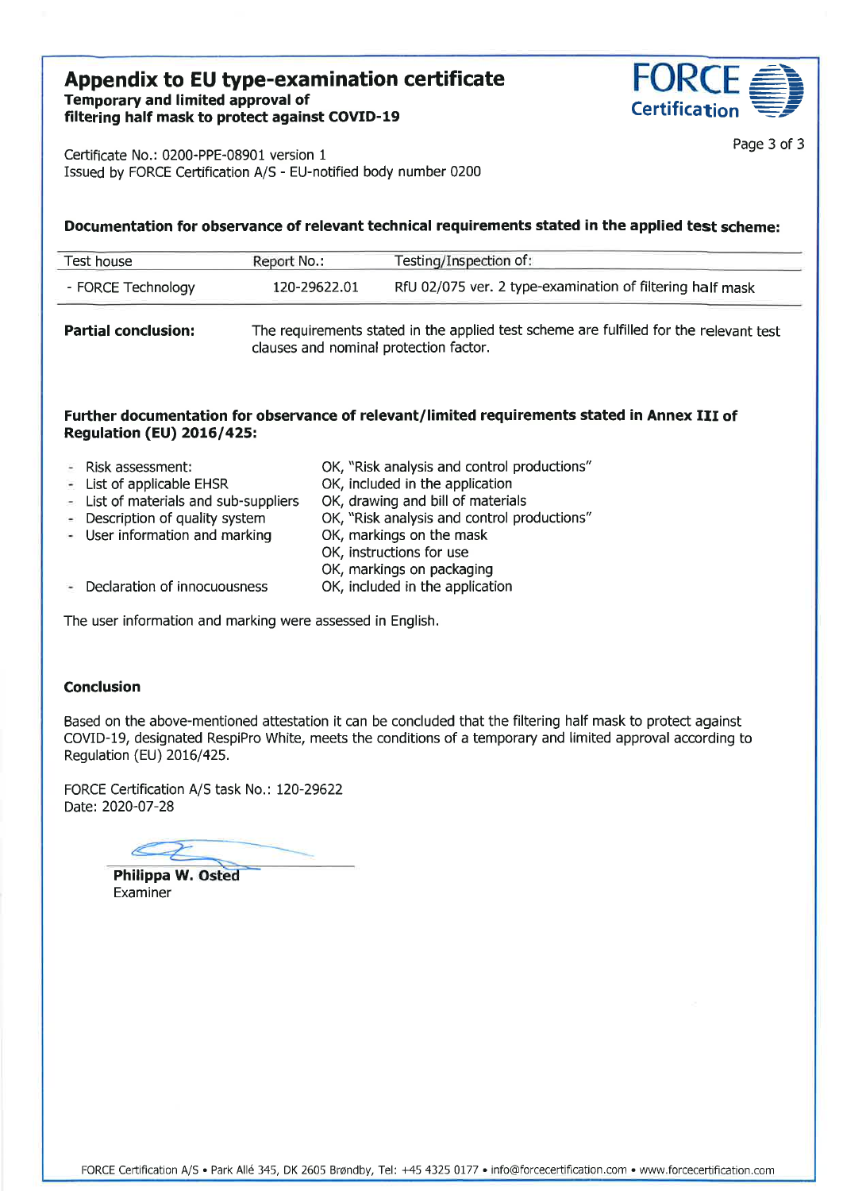# Appendix to EU type-examination certificate

**Temporary and limited approval of filtering half mask to protect against COVID-19**

Certificate No.: 0200-PPE-08901 version 1
Issued by FORCE Certification A/S - EU-notified body number 0200

### Documentation for observance of relevant technical requirements stated in the applied test scheme:

| Test house | Report No.: | Testing/Inspection of: |
|---|---|---|
| - FORCE Technology | 120-29622.01 | RfU 02/075 ver. 2 type-examination of filtering half mask |

**Partial conclusion:** The requirements stated in the applied test scheme are fulfilled for the relevant test clauses and nominal protection factor.

### Further documentation for observance of relevant/limited requirements stated in Annex III of Regulation (EU) 2016/425:

| | |
|---|---|
| - Risk assessment: | OK, "Risk analysis and control productions" |
| - List of applicable EHSR | OK, included in the application |
| - List of materials and sub-suppliers | OK, drawing and bill of materials |
| - Description of quality system | OK, "Risk analysis and control productions" |
| - User information and marking | OK, markings on the mask |
| | OK, instructions for use |
| | OK, markings on packaging |
| - Declaration of innocuousness | OK, included in the application |

The user information and marking were assessed in English.

### Conclusion

Based on the above-mentioned attestation it can be concluded that the filtering half mask to protect against COVID-19, designated RespiPro White, meets the conditions of a temporary and limited approval according to Regulation (EU) 2016/425.

FORCE Certification A/S task No.: 120-29622
Date: 2020-07-28

**Philippa W. Osted**
Examiner

FORCE Certification A/S • Park Allé 345, DK 2605 Brøndby, Tel: +45 4325 0177 • info@forcecertification.com • www.forcecertification.com